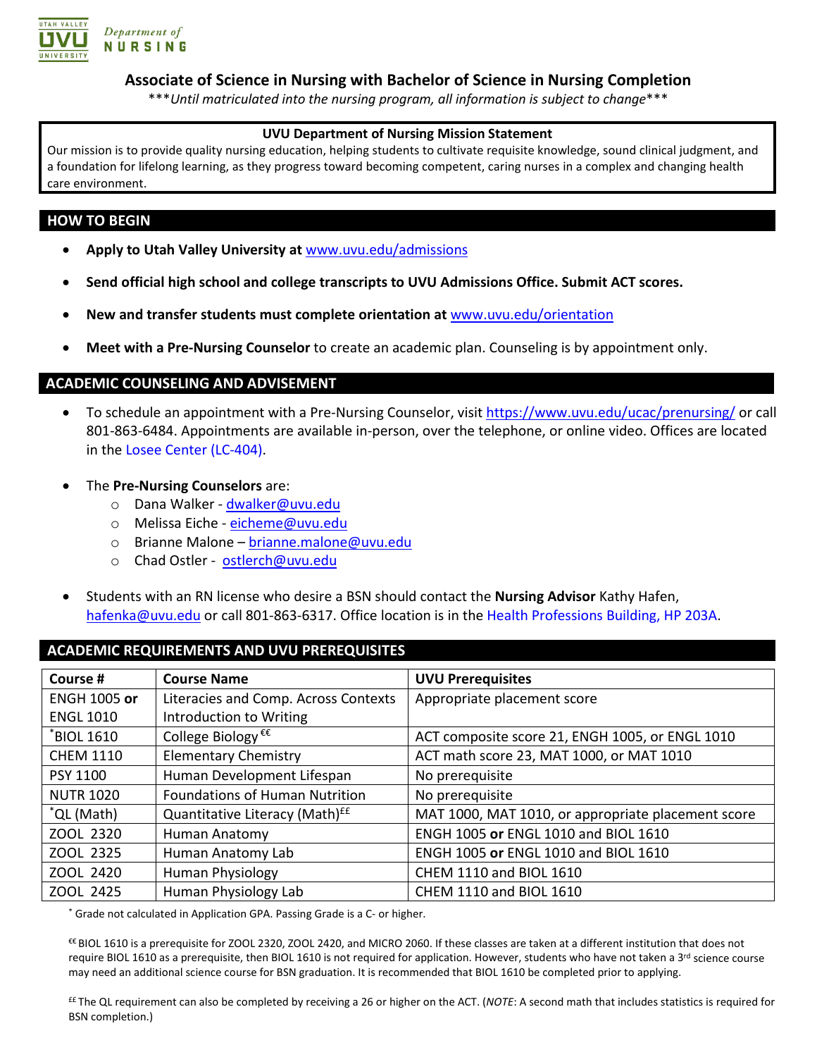UTAH VALLEY UVU UNIVERSITY *Department of* NURSING

# Associate of Science in Nursing with Bachelor of Science in Nursing Completion

\*\*\**Until matriculated into the nursing program, all information is subject to change*\*\*\*

> **UVU Department of Nursing Mission Statement**
>
> Our mission is to provide quality nursing education, helping students to cultivate requisite knowledge, sound clinical judgment, and a foundation for lifelong learning, as they progress toward becoming competent, caring nurses in a complex and changing health care environment.

## HOW TO BEGIN

- **Apply to Utah Valley University at** www.uvu.edu/admissions
- **Send official high school and college transcripts to UVU Admissions Office. Submit ACT scores.**
- **New and transfer students must complete orientation at** www.uvu.edu/orientation
- **Meet with a Pre-Nursing Counselor** to create an academic plan. Counseling is by appointment only.

## ACADEMIC COUNSELING AND ADVISEMENT

- To schedule an appointment with a Pre-Nursing Counselor, visit https://www.uvu.edu/ucac/prenursing/ or call 801-863-6484. Appointments are available in-person, over the telephone, or online video. Offices are located in the Losee Center (LC-404).
- The **Pre-Nursing Counselors** are:
  - Dana Walker - dwalker@uvu.edu
  - Melissa Eiche - eicheme@uvu.edu
  - Brianne Malone – brianne.malone@uvu.edu
  - Chad Ostler - ostlerch@uvu.edu
- Students with an RN license who desire a BSN should contact the **Nursing Advisor** Kathy Hafen, hafenka@uvu.edu or call 801-863-6317. Office location is in the Health Professions Building, HP 203A.

## ACADEMIC REQUIREMENTS AND UVU PREREQUISITES

| Course # | Course Name | UVU Prerequisites |
|---|---|---|
| ENGH 1005 **or** ENGL 1010 | Literacies and Comp. Across Contexts Introduction to Writing | Appropriate placement score |
| *BIOL 1610 | College Biology €€ | ACT composite score 21, ENGH 1005, or ENGL 1010 |
| CHEM 1110 | Elementary Chemistry | ACT math score 23, MAT 1000, or MAT 1010 |
| PSY 1100 | Human Development Lifespan | No prerequisite |
| NUTR 1020 | Foundations of Human Nutrition | No prerequisite |
| *QL (Math) | Quantitative Literacy (Math)££ | MAT 1000, MAT 1010, or appropriate placement score |
| ZOOL 2320 | Human Anatomy | ENGH 1005 **or** ENGL 1010 and BIOL 1610 |
| ZOOL 2325 | Human Anatomy Lab | ENGH 1005 **or** ENGL 1010 and BIOL 1610 |
| ZOOL 2420 | Human Physiology | CHEM 1110 and BIOL 1610 |
| ZOOL 2425 | Human Physiology Lab | CHEM 1110 and BIOL 1610 |

\* Grade not calculated in Application GPA. Passing Grade is a C- or higher.

€€ BIOL 1610 is a prerequisite for ZOOL 2320, ZOOL 2420, and MICRO 2060. If these classes are taken at a different institution that does not require BIOL 1610 as a prerequisite, then BIOL 1610 is not required for application. However, students who have not taken a 3rd science course may need an additional science course for BSN graduation. It is recommended that BIOL 1610 be completed prior to applying.

££ The QL requirement can also be completed by receiving a 26 or higher on the ACT. (*NOTE*: A second math that includes statistics is required for BSN completion.)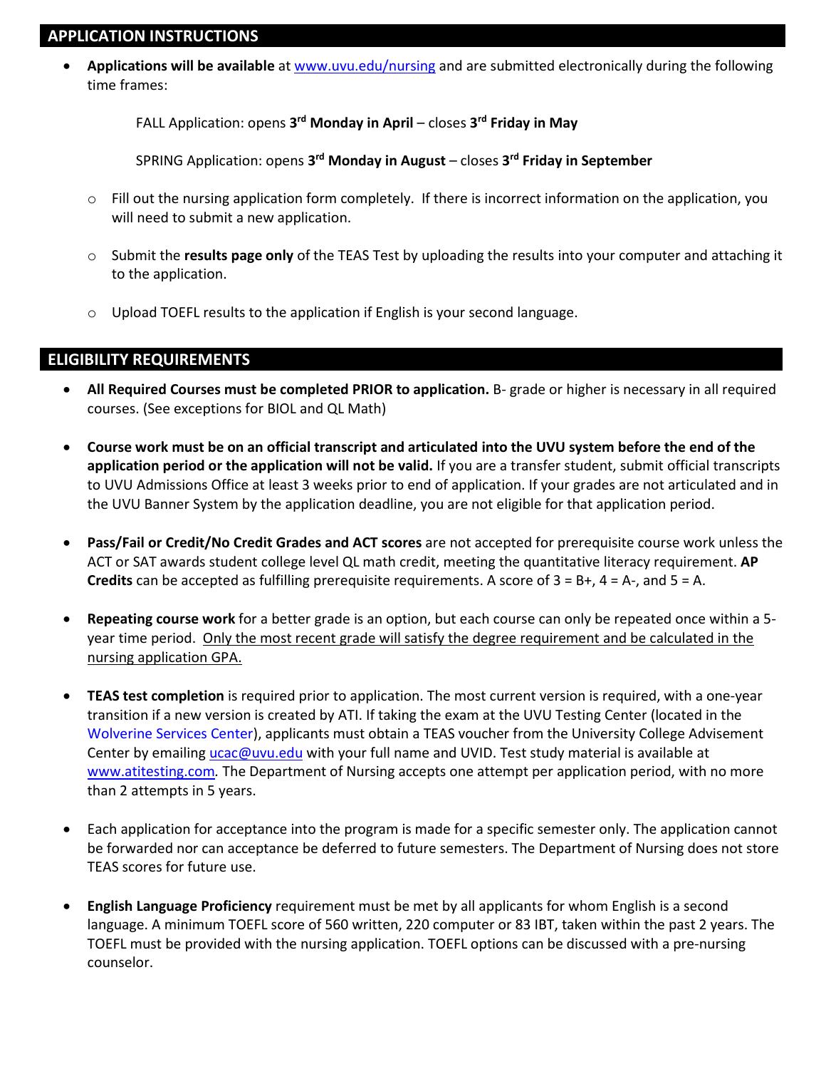## APPLICATION INSTRUCTIONS

- **Applications will be available** at [www.uvu.edu/nursing](http://www.uvu.edu/nursing) and are submitted electronically during the following time frames:

  FALL Application: opens **3rd Monday in April** – closes **3rd Friday in May**

  SPRING Application: opens **3rd Monday in August** – closes **3rd Friday in September**

  - Fill out the nursing application form completely. If there is incorrect information on the application, you will need to submit a new application.
  - Submit the **results page only** of the TEAS Test by uploading the results into your computer and attaching it to the application.
  - Upload TOEFL results to the application if English is your second language.

## ELIGIBILITY REQUIREMENTS

- **All Required Courses must be completed PRIOR to application.** B- grade or higher is necessary in all required courses. (See exceptions for BIOL and QL Math)

- **Course work must be on an official transcript and articulated into the UVU system before the end of the application period or the application will not be valid.** If you are a transfer student, submit official transcripts to UVU Admissions Office at least 3 weeks prior to end of application. If your grades are not articulated and in the UVU Banner System by the application deadline, you are not eligible for that application period.

- **Pass/Fail or Credit/No Credit Grades and ACT scores** are not accepted for prerequisite course work unless the ACT or SAT awards student college level QL math credit, meeting the quantitative literacy requirement. **AP Credits** can be accepted as fulfilling prerequisite requirements. A score of 3 = B+, 4 = A-, and 5 = A.

- **Repeating course work** for a better grade is an option, but each course can only be repeated once within a 5-year time period. <u>Only the most recent grade will satisfy the degree requirement and be calculated in the nursing application GPA.</u>

- **TEAS test completion** is required prior to application. The most current version is required, with a one-year transition if a new version is created by ATI. If taking the exam at the UVU Testing Center (located in the Wolverine Services Center), applicants must obtain a TEAS voucher from the University College Advisement Center by emailing [ucac@uvu.edu](mailto:ucac@uvu.edu) with your full name and UVID. Test study material is available at [www.atitesting.com](http://www.atitesting.com). The Department of Nursing accepts one attempt per application period, with no more than 2 attempts in 5 years.

- Each application for acceptance into the program is made for a specific semester only. The application cannot be forwarded nor can acceptance be deferred to future semesters. The Department of Nursing does not store TEAS scores for future use.

- **English Language Proficiency** requirement must be met by all applicants for whom English is a second language. A minimum TOEFL score of 560 written, 220 computer or 83 IBT, taken within the past 2 years. The TOEFL must be provided with the nursing application. TOEFL options can be discussed with a pre-nursing counselor.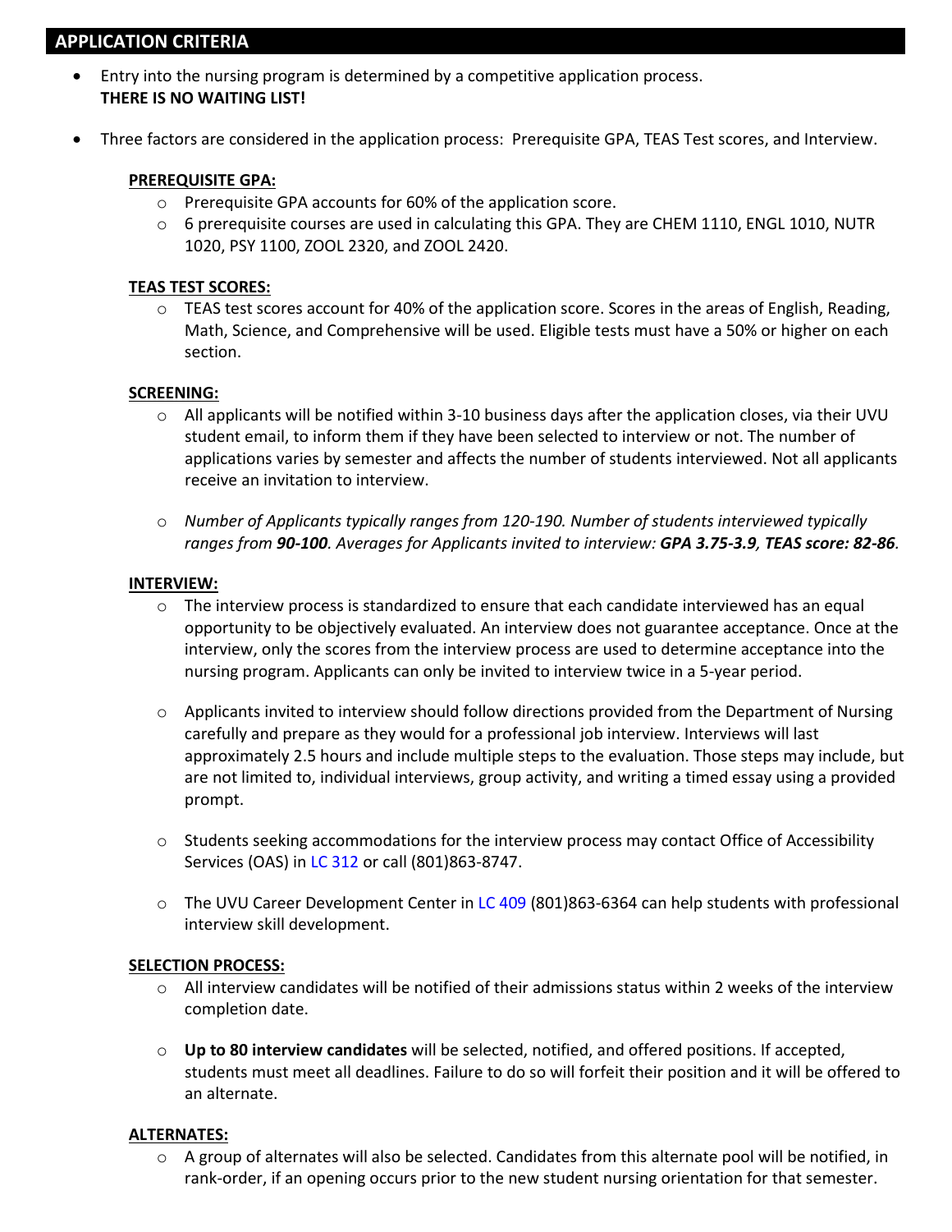## APPLICATION CRITERIA

- Entry into the nursing program is determined by a competitive application process.
  **THERE IS NO WAITING LIST!**

- Three factors are considered in the application process: Prerequisite GPA, TEAS Test scores, and Interview.

### PREREQUISITE GPA:

- Prerequisite GPA accounts for 60% of the application score.
- 6 prerequisite courses are used in calculating this GPA. They are CHEM 1110, ENGL 1010, NUTR 1020, PSY 1100, ZOOL 2320, and ZOOL 2420.

### TEAS TEST SCORES:

- TEAS test scores account for 40% of the application score. Scores in the areas of English, Reading, Math, Science, and Comprehensive will be used. Eligible tests must have a 50% or higher on each section.

### SCREENING:

- All applicants will be notified within 3-10 business days after the application closes, via their UVU student email, to inform them if they have been selected to interview or not. The number of applications varies by semester and affects the number of students interviewed. Not all applicants receive an invitation to interview.

- *Number of Applicants typically ranges from 120-190. Number of students interviewed typically ranges from* ***90-100****. Averages for Applicants invited to interview:* ***GPA 3.75-3.9****,* ***TEAS score: 82-86****.*

### INTERVIEW:

- The interview process is standardized to ensure that each candidate interviewed has an equal opportunity to be objectively evaluated. An interview does not guarantee acceptance. Once at the interview, only the scores from the interview process are used to determine acceptance into the nursing program. Applicants can only be invited to interview twice in a 5-year period.

- Applicants invited to interview should follow directions provided from the Department of Nursing carefully and prepare as they would for a professional job interview. Interviews will last approximately 2.5 hours and include multiple steps to the evaluation. Those steps may include, but are not limited to, individual interviews, group activity, and writing a timed essay using a provided prompt.

- Students seeking accommodations for the interview process may contact Office of Accessibility Services (OAS) in LC 312 or call (801)863-8747.

- The UVU Career Development Center in LC 409 (801)863-6364 can help students with professional interview skill development.

### SELECTION PROCESS:

- All interview candidates will be notified of their admissions status within 2 weeks of the interview completion date.

- **Up to 80 interview candidates** will be selected, notified, and offered positions. If accepted, students must meet all deadlines. Failure to do so will forfeit their position and it will be offered to an alternate.

### ALTERNATES:

- A group of alternates will also be selected. Candidates from this alternate pool will be notified, in rank-order, if an opening occurs prior to the new student nursing orientation for that semester.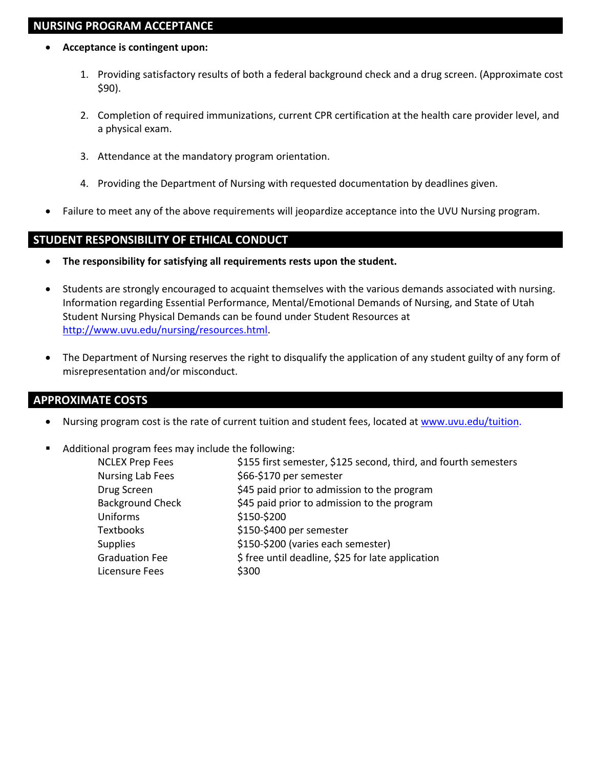## NURSING PROGRAM ACCEPTANCE

- **Acceptance is contingent upon:**

  1. Providing satisfactory results of both a federal background check and a drug screen. (Approximate cost $90).

  2. Completion of required immunizations, current CPR certification at the health care provider level, and a physical exam.

  3. Attendance at the mandatory program orientation.

  4. Providing the Department of Nursing with requested documentation by deadlines given.

- Failure to meet any of the above requirements will jeopardize acceptance into the UVU Nursing program.

## STUDENT RESPONSIBILITY OF ETHICAL CONDUCT

- **The responsibility for satisfying all requirements rests upon the student.**

- Students are strongly encouraged to acquaint themselves with the various demands associated with nursing. Information regarding Essential Performance, Mental/Emotional Demands of Nursing, and State of Utah Student Nursing Physical Demands can be found under Student Resources at [http://www.uvu.edu/nursing/resources.html](http://www.uvu.edu/nursing/resources.html).

- The Department of Nursing reserves the right to disqualify the application of any student guilty of any form of misrepresentation and/or misconduct.

## APPROXIMATE COSTS

- Nursing program cost is the rate of current tuition and student fees, located at [www.uvu.edu/tuition](http://www.uvu.edu/tuition).

- Additional program fees may include the following:

| | |
|---|---|
| NCLEX Prep Fees | $155 first semester, $125 second, third, and fourth semesters |
| Nursing Lab Fees | $66-$170 per semester |
| Drug Screen | $45 paid prior to admission to the program |
| Background Check | $45 paid prior to admission to the program |
| Uniforms | $150-$200 |
| Textbooks | $150-$400 per semester |
| Supplies | $150-$200 (varies each semester) |
| Graduation Fee | $ free until deadline, $25 for late application |
| Licensure Fees | $300 |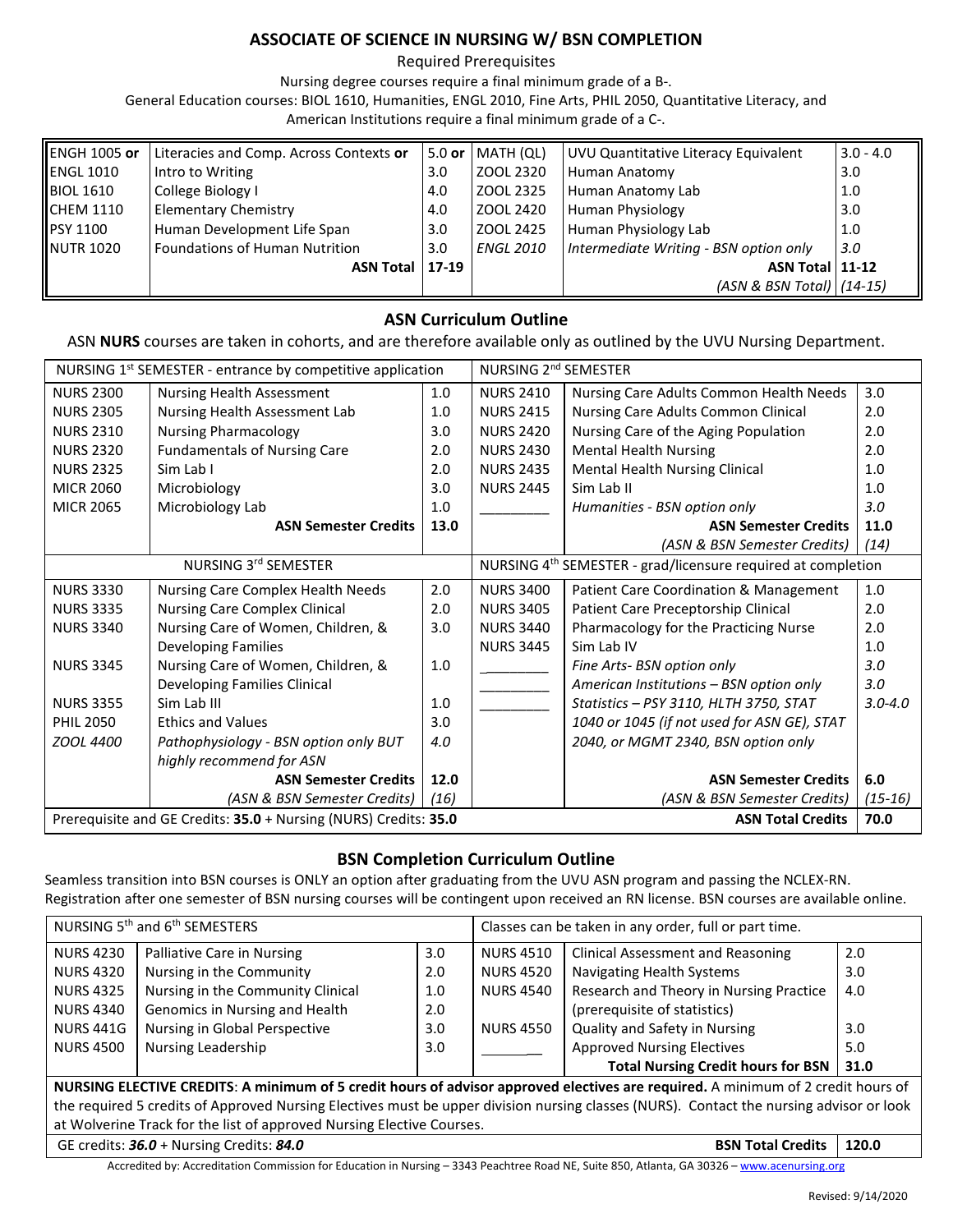# ASSOCIATE OF SCIENCE IN NURSING W/ BSN COMPLETION

Required Prerequisites

Nursing degree courses require a final minimum grade of a B-.

General Education courses: BIOL 1610, Humanities, ENGL 2010, Fine Arts, PHIL 2050, Quantitative Literacy, and American Institutions require a final minimum grade of a C-.

| | | | | | |
|---|---|---|---|---|---|
| ENGH 1005 **or** | Literacies and Comp. Across Contexts **or** | 5.0 **or** | MATH (QL) | UVU Quantitative Literacy Equivalent | 3.0 - 4.0 |
| ENGL 1010 | Intro to Writing | 3.0 | ZOOL 2320 | Human Anatomy | 3.0 |
| BIOL 1610 | College Biology I | 4.0 | ZOOL 2325 | Human Anatomy Lab | 1.0 |
| CHEM 1110 | Elementary Chemistry | 4.0 | ZOOL 2420 | Human Physiology | 3.0 |
| PSY 1100 | Human Development Life Span | 3.0 | ZOOL 2425 | Human Physiology Lab | 1.0 |
| NUTR 1020 | Foundations of Human Nutrition | 3.0 | *ENGL 2010* | *Intermediate Writing - BSN option only* | *3.0* |
| | **ASN Total** | **17-19** | | **ASN Total** | **11-12** |
| | | | | *(ASN & BSN Total)* | *(14-15)* |

## ASN Curriculum Outline

ASN **NURS** courses are taken in cohorts, and are therefore available only as outlined by the UVU Nursing Department.

| NURSING 1st SEMESTER - entrance by competitive application | | | NURSING 2nd SEMESTER | | |
|---|---|---|---|---|---|
| NURS 2300 | Nursing Health Assessment | 1.0 | NURS 2410 | Nursing Care Adults Common Health Needs | 3.0 |
| NURS 2305 | Nursing Health Assessment Lab | 1.0 | NURS 2415 | Nursing Care Adults Common Clinical | 2.0 |
| NURS 2310 | Nursing Pharmacology | 3.0 | NURS 2420 | Nursing Care of the Aging Population | 2.0 |
| NURS 2320 | Fundamentals of Nursing Care | 2.0 | NURS 2430 | Mental Health Nursing | 2.0 |
| NURS 2325 | Sim Lab I | 2.0 | NURS 2435 | Mental Health Nursing Clinical | 1.0 |
| MICR 2060 | Microbiology | 3.0 | NURS 2445 | Sim Lab II | 1.0 |
| MICR 2065 | Microbiology Lab | 1.0 | _________ | *Humanities - BSN option only* | *3.0* |
| | **ASN Semester Credits** | **13.0** | | **ASN Semester Credits** | **11.0** |
| | | | | *(ASN & BSN Semester Credits)* | *(14)* |
| NURSING 3rd SEMESTER | | | NURSING 4th SEMESTER - grad/licensure required at completion | | |
| NURS 3330 | Nursing Care Complex Health Needs | 2.0 | NURS 3400 | Patient Care Coordination & Management | 1.0 |
| NURS 3335 | Nursing Care Complex Clinical | 2.0 | NURS 3405 | Patient Care Preceptorship Clinical | 2.0 |
| NURS 3340 | Nursing Care of Women, Children, & Developing Families | 3.0 | NURS 3440 | Pharmacology for the Practicing Nurse | 2.0 |
| NURS 3345 | Nursing Care of Women, Children, & Developing Families Clinical | 1.0 | NURS 3445 | Sim Lab IV | 1.0 |
| NURS 3355 | Sim Lab III | 1.0 | _________ | *Fine Arts- BSN option only* | *3.0* |
| PHIL 2050 | Ethics and Values | 3.0 | _________ | *American Institutions – BSN option only* | *3.0* |
| *ZOOL 4400* | *Pathophysiology - BSN option only BUT highly recommend for ASN* | *4.0* | _________ | *Statistics – PSY 3110, HLTH 3750, STAT 1040 or 1045 (if not used for ASN GE), STAT 2040, or MGMT 2340, BSN option only* | *3.0-4.0* |
| | **ASN Semester Credits** | **12.0** | | **ASN Semester Credits** | **6.0** |
| | *(ASN & BSN Semester Credits)* | *(16)* | | *(ASN & BSN Semester Credits)* | *(15-16)* |
| Prerequisite and GE Credits: **35.0** + Nursing (NURS) Credits: **35.0** | | | | **ASN Total Credits** | **70.0** |

## BSN Completion Curriculum Outline

Seamless transition into BSN courses is ONLY an option after graduating from the UVU ASN program and passing the NCLEX-RN. Registration after one semester of BSN nursing courses will be contingent upon received an RN license. BSN courses are available online.

| NURSING 5th and 6th SEMESTERS | | | Classes can be taken in any order, full or part time. | | |
|---|---|---|---|---|---|
| NURS 4230 | Palliative Care in Nursing | 3.0 | NURS 4510 | Clinical Assessment and Reasoning | 2.0 |
| NURS 4320 | Nursing in the Community | 2.0 | NURS 4520 | Navigating Health Systems | 3.0 |
| NURS 4325 | Nursing in the Community Clinical | 1.0 | NURS 4540 | Research and Theory in Nursing Practice (prerequisite of statistics) | 4.0 |
| NURS 4340 | Genomics in Nursing and Health | 2.0 | | | |
| NURS 441G | Nursing in Global Perspective | 3.0 | NURS 4550 | Quality and Safety in Nursing | 3.0 |
| NURS 4500 | Nursing Leadership | 3.0 | _________ | Approved Nursing Electives | 5.0 |
| | | | | **Total Nursing Credit hours for BSN** | **31.0** |

**NURSING ELECTIVE CREDITS**: **A minimum of 5 credit hours of advisor approved electives are required.** A minimum of 2 credit hours of the required 5 credits of Approved Nursing Electives must be upper division nursing classes (NURS). Contact the nursing advisor or look at Wolverine Track for the list of approved Nursing Elective Courses.

GE credits: ***36.0*** + Nursing Credits: ***84.0*** — **BSN Total Credits** | **120.0**

Accredited by: Accreditation Commission for Education in Nursing – 3343 Peachtree Road NE, Suite 850, Atlanta, GA 30326 – www.acenursing.org

Revised: 9/14/2020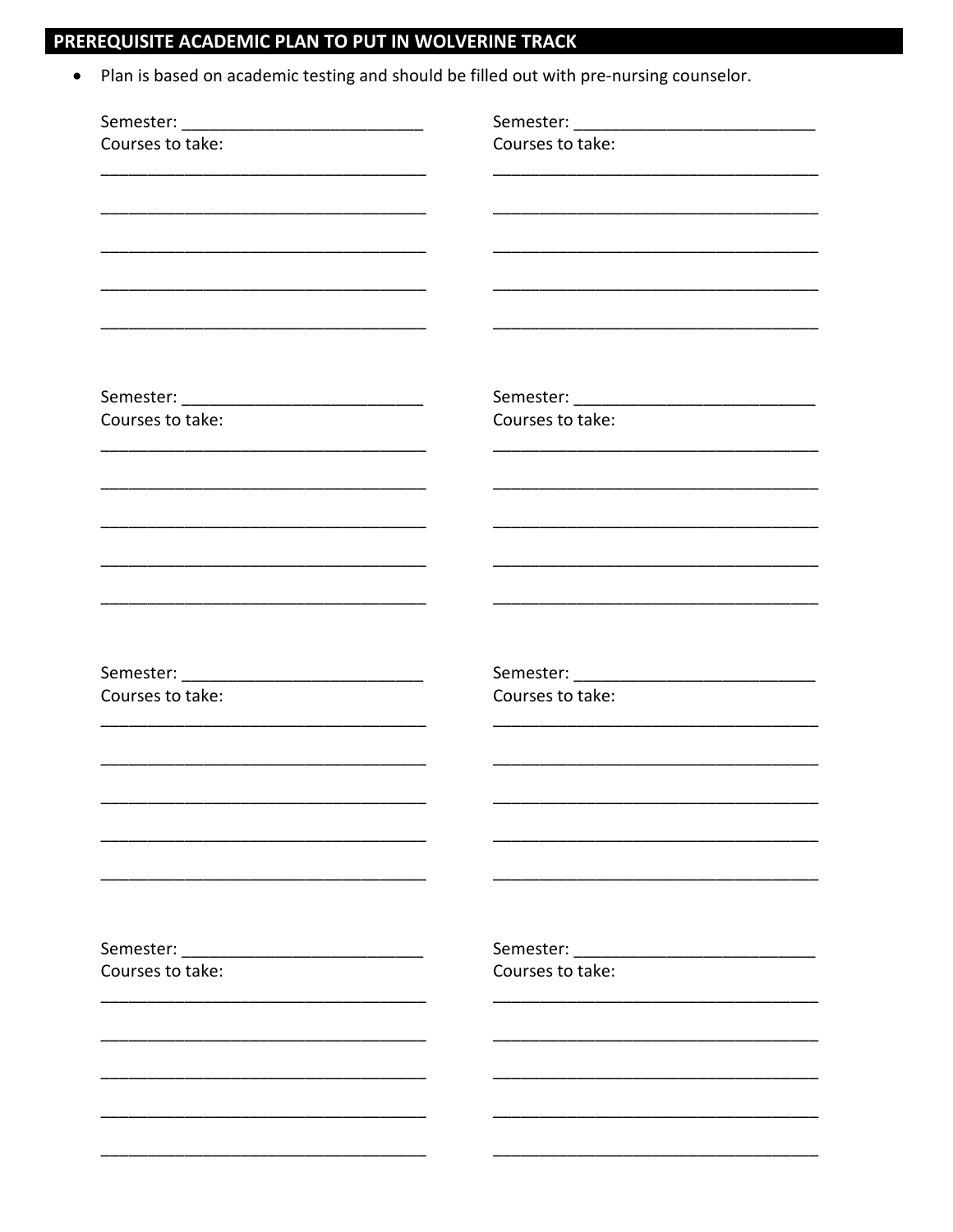## PREREQUISITE ACADEMIC PLAN TO PUT IN WOLVERINE TRACK

- Plan is based on academic testing and should be filled out with pre-nursing counselor.

Semester: ___________________________
Courses to take:
____________________________________
____________________________________
____________________________________
____________________________________
____________________________________

Semester: ___________________________
Courses to take:
____________________________________
____________________________________
____________________________________
____________________________________
____________________________________

Semester: ___________________________
Courses to take:
____________________________________
____________________________________
____________________________________
____________________________________
____________________________________

Semester: ___________________________
Courses to take:
____________________________________
____________________________________
____________________________________
____________________________________
____________________________________

Semester: ___________________________
Courses to take:
____________________________________
____________________________________
____________________________________
____________________________________
____________________________________

Semester: ___________________________
Courses to take:
____________________________________
____________________________________
____________________________________
____________________________________
____________________________________

Semester: ___________________________
Courses to take:
____________________________________
____________________________________
____________________________________
____________________________________
____________________________________

Semester: ___________________________
Courses to take:
____________________________________
____________________________________
____________________________________
____________________________________
____________________________________